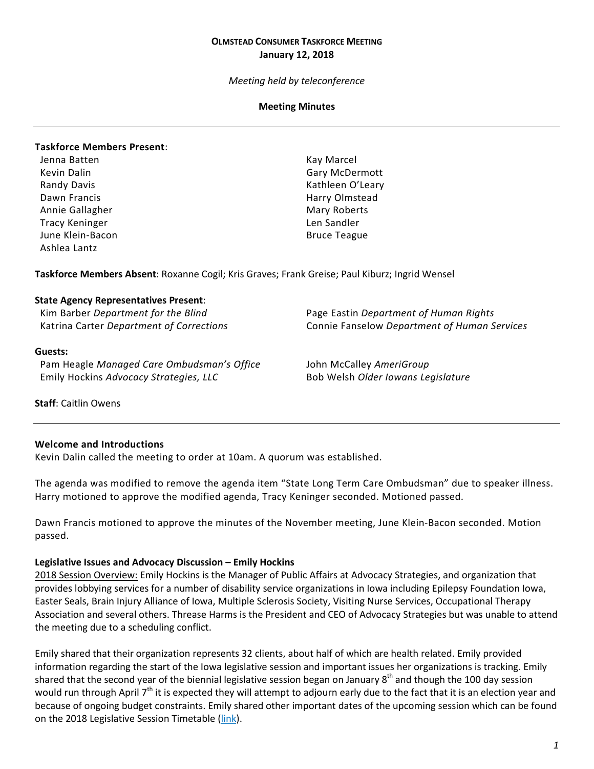**OLMSTEAD CONSUMER TASKFORCE MEETING**
**January 12, 2018**

*Meeting held by teleconference*

**Meeting Minutes**

---

**Taskforce Members Present**:

Jenna Batten
Kevin Dalin
Randy Davis
Dawn Francis
Annie Gallagher
Tracy Keninger
June Klein-Bacon
Ashlea Lantz
Kay Marcel
Gary McDermott
Kathleen O'Leary
Harry Olmstead
Mary Roberts
Len Sandler
Bruce Teague

**Taskforce Members Absent**: Roxanne Cogil; Kris Graves; Frank Greise; Paul Kiburz; Ingrid Wensel

**State Agency Representatives Present**:

Kim Barber *Department for the Blind*
Katrina Carter *Department of Corrections*
Page Eastin *Department of Human Rights*
Connie Fanselow *Department of Human Services*

**Guests:**

Pam Heagle *Managed Care Ombudsman's Office*
Emily Hockins *Advocacy Strategies, LLC*
John McCalley *AmeriGroup*
Bob Welsh *Older Iowans Legislature*

**Staff**: Caitlin Owens

---

**Welcome and Introductions**

Kevin Dalin called the meeting to order at 10am. A quorum was established.

The agenda was modified to remove the agenda item "State Long Term Care Ombudsman" due to speaker illness. Harry motioned to approve the modified agenda, Tracy Keninger seconded. Motioned passed.

Dawn Francis motioned to approve the minutes of the November meeting, June Klein-Bacon seconded. Motion passed.

**Legislative Issues and Advocacy Discussion – Emily Hockins**

2018 Session Overview: Emily Hockins is the Manager of Public Affairs at Advocacy Strategies, and organization that provides lobbying services for a number of disability service organizations in Iowa including Epilepsy Foundation Iowa, Easter Seals, Brain Injury Alliance of Iowa, Multiple Sclerosis Society, Visiting Nurse Services, Occupational Therapy Association and several others. Threase Harms is the President and CEO of Advocacy Strategies but was unable to attend the meeting due to a scheduling conflict.

Emily shared that their organization represents 32 clients, about half of which are health related. Emily provided information regarding the start of the Iowa legislative session and important issues her organizations is tracking. Emily shared that the second year of the biennial legislative session began on January 8th and though the 100 day session would run through April 7th it is expected they will attempt to adjourn early due to the fact that it is an election year and because of ongoing budget constraints. Emily shared other important dates of the upcoming session which can be found on the 2018 Legislative Session Timetable (link).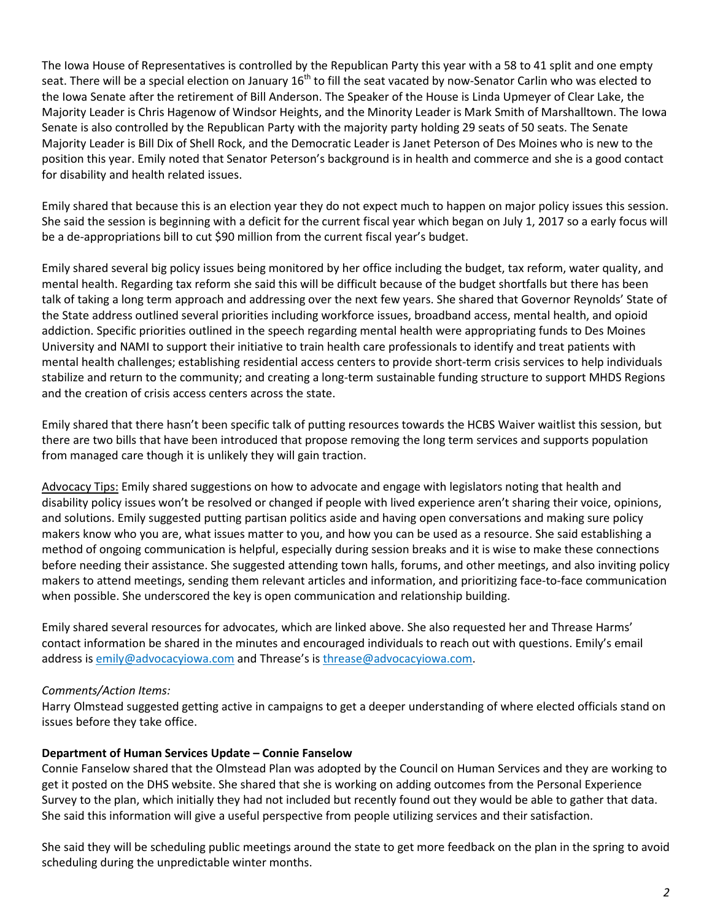The Iowa House of Representatives is controlled by the Republican Party this year with a 58 to 41 split and one empty seat. There will be a special election on January 16th to fill the seat vacated by now-Senator Carlin who was elected to the Iowa Senate after the retirement of Bill Anderson. The Speaker of the House is Linda Upmeyer of Clear Lake, the Majority Leader is Chris Hagenow of Windsor Heights, and the Minority Leader is Mark Smith of Marshalltown. The Iowa Senate is also controlled by the Republican Party with the majority party holding 29 seats of 50 seats. The Senate Majority Leader is Bill Dix of Shell Rock, and the Democratic Leader is Janet Peterson of Des Moines who is new to the position this year. Emily noted that Senator Peterson's background is in health and commerce and she is a good contact for disability and health related issues.

Emily shared that because this is an election year they do not expect much to happen on major policy issues this session. She said the session is beginning with a deficit for the current fiscal year which began on July 1, 2017 so a early focus will be a de-appropriations bill to cut $90 million from the current fiscal year's budget.

Emily shared several big policy issues being monitored by her office including the budget, tax reform, water quality, and mental health. Regarding tax reform she said this will be difficult because of the budget shortfalls but there has been talk of taking a long term approach and addressing over the next few years. She shared that Governor Reynolds' State of the State address outlined several priorities including workforce issues, broadband access, mental health, and opioid addiction. Specific priorities outlined in the speech regarding mental health were appropriating funds to Des Moines University and NAMI to support their initiative to train health care professionals to identify and treat patients with mental health challenges; establishing residential access centers to provide short-term crisis services to help individuals stabilize and return to the community; and creating a long-term sustainable funding structure to support MHDS Regions and the creation of crisis access centers across the state.

Emily shared that there hasn't been specific talk of putting resources towards the HCBS Waiver waitlist this session, but there are two bills that have been introduced that propose removing the long term services and supports population from managed care though it is unlikely they will gain traction.

Advocacy Tips: Emily shared suggestions on how to advocate and engage with legislators noting that health and disability policy issues won't be resolved or changed if people with lived experience aren't sharing their voice, opinions, and solutions. Emily suggested putting partisan politics aside and having open conversations and making sure policy makers know who you are, what issues matter to you, and how you can be used as a resource. She said establishing a method of ongoing communication is helpful, especially during session breaks and it is wise to make these connections before needing their assistance. She suggested attending town halls, forums, and other meetings, and also inviting policy makers to attend meetings, sending them relevant articles and information, and prioritizing face-to-face communication when possible. She underscored the key is open communication and relationship building.

Emily shared several resources for advocates, which are linked above. She also requested her and Threase Harms' contact information be shared in the minutes and encouraged individuals to reach out with questions. Emily's email address is emily@advocacyiowa.com and Threase's is threase@advocacyiowa.com.

*Comments/Action Items:*

Harry Olmstead suggested getting active in campaigns to get a deeper understanding of where elected officials stand on issues before they take office.

**Department of Human Services Update – Connie Fanselow**

Connie Fanselow shared that the Olmstead Plan was adopted by the Council on Human Services and they are working to get it posted on the DHS website. She shared that she is working on adding outcomes from the Personal Experience Survey to the plan, which initially they had not included but recently found out they would be able to gather that data. She said this information will give a useful perspective from people utilizing services and their satisfaction.

She said they will be scheduling public meetings around the state to get more feedback on the plan in the spring to avoid scheduling during the unpredictable winter months.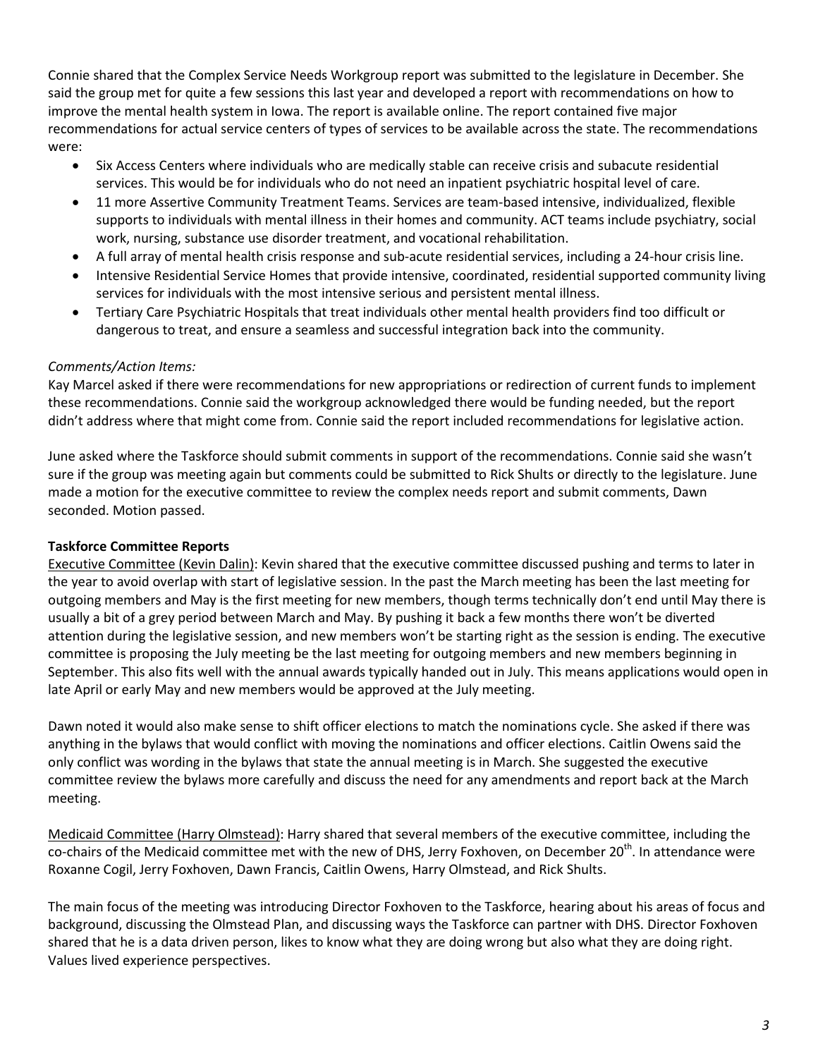Connie shared that the Complex Service Needs Workgroup report was submitted to the legislature in December. She said the group met for quite a few sessions this last year and developed a report with recommendations on how to improve the mental health system in Iowa. The report is available online. The report contained five major recommendations for actual service centers of types of services to be available across the state. The recommendations were:

- Six Access Centers where individuals who are medically stable can receive crisis and subacute residential services. This would be for individuals who do not need an inpatient psychiatric hospital level of care.
- 11 more Assertive Community Treatment Teams. Services are team-based intensive, individualized, flexible supports to individuals with mental illness in their homes and community. ACT teams include psychiatry, social work, nursing, substance use disorder treatment, and vocational rehabilitation.
- A full array of mental health crisis response and sub-acute residential services, including a 24-hour crisis line.
- Intensive Residential Service Homes that provide intensive, coordinated, residential supported community living services for individuals with the most intensive serious and persistent mental illness.
- Tertiary Care Psychiatric Hospitals that treat individuals other mental health providers find too difficult or dangerous to treat, and ensure a seamless and successful integration back into the community.

*Comments/Action Items:*

Kay Marcel asked if there were recommendations for new appropriations or redirection of current funds to implement these recommendations. Connie said the workgroup acknowledged there would be funding needed, but the report didn't address where that might come from. Connie said the report included recommendations for legislative action.

June asked where the Taskforce should submit comments in support of the recommendations. Connie said she wasn't sure if the group was meeting again but comments could be submitted to Rick Shults or directly to the legislature. June made a motion for the executive committee to review the complex needs report and submit comments, Dawn seconded. Motion passed.

**Taskforce Committee Reports**

Executive Committee (Kevin Dalin): Kevin shared that the executive committee discussed pushing and terms to later in the year to avoid overlap with start of legislative session. In the past the March meeting has been the last meeting for outgoing members and May is the first meeting for new members, though terms technically don't end until May there is usually a bit of a grey period between March and May. By pushing it back a few months there won't be diverted attention during the legislative session, and new members won't be starting right as the session is ending. The executive committee is proposing the July meeting be the last meeting for outgoing members and new members beginning in September. This also fits well with the annual awards typically handed out in July. This means applications would open in late April or early May and new members would be approved at the July meeting.

Dawn noted it would also make sense to shift officer elections to match the nominations cycle. She asked if there was anything in the bylaws that would conflict with moving the nominations and officer elections. Caitlin Owens said the only conflict was wording in the bylaws that state the annual meeting is in March. She suggested the executive committee review the bylaws more carefully and discuss the need for any amendments and report back at the March meeting.

Medicaid Committee (Harry Olmstead): Harry shared that several members of the executive committee, including the co-chairs of the Medicaid committee met with the new of DHS, Jerry Foxhoven, on December 20th. In attendance were Roxanne Cogil, Jerry Foxhoven, Dawn Francis, Caitlin Owens, Harry Olmstead, and Rick Shults.

The main focus of the meeting was introducing Director Foxhoven to the Taskforce, hearing about his areas of focus and background, discussing the Olmstead Plan, and discussing ways the Taskforce can partner with DHS. Director Foxhoven shared that he is a data driven person, likes to know what they are doing wrong but also what they are doing right. Values lived experience perspectives.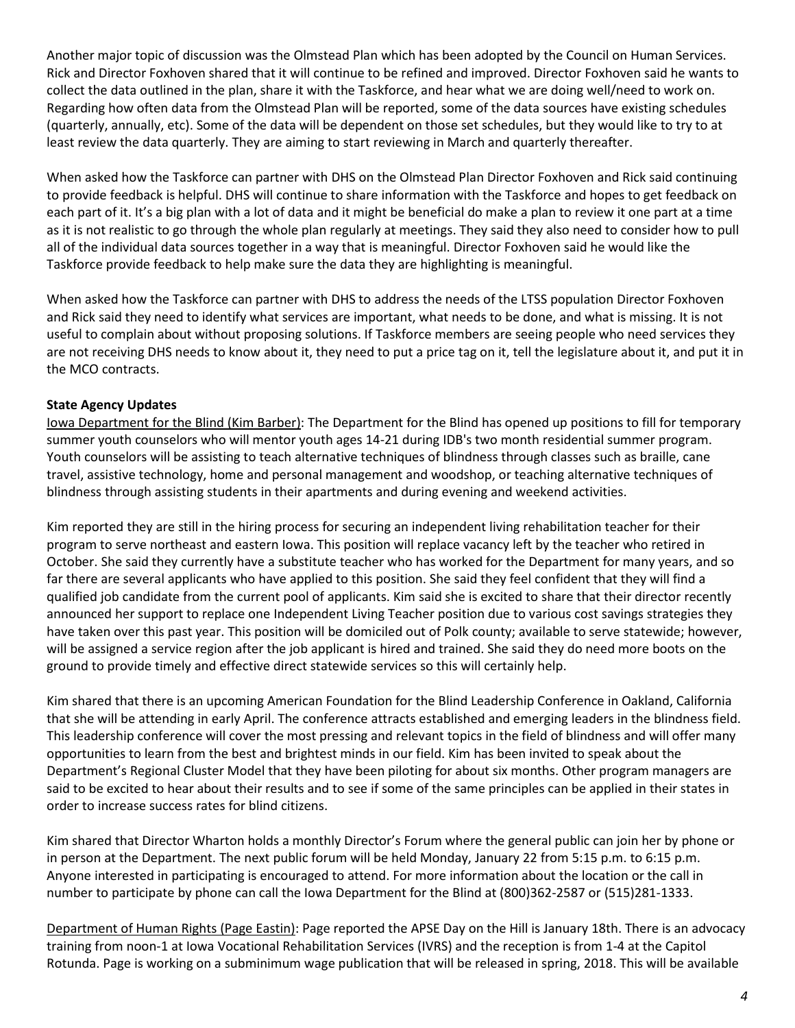Another major topic of discussion was the Olmstead Plan which has been adopted by the Council on Human Services. Rick and Director Foxhoven shared that it will continue to be refined and improved. Director Foxhoven said he wants to collect the data outlined in the plan, share it with the Taskforce, and hear what we are doing well/need to work on. Regarding how often data from the Olmstead Plan will be reported, some of the data sources have existing schedules (quarterly, annually, etc). Some of the data will be dependent on those set schedules, but they would like to try to at least review the data quarterly. They are aiming to start reviewing in March and quarterly thereafter.

When asked how the Taskforce can partner with DHS on the Olmstead Plan Director Foxhoven and Rick said continuing to provide feedback is helpful. DHS will continue to share information with the Taskforce and hopes to get feedback on each part of it. It's a big plan with a lot of data and it might be beneficial do make a plan to review it one part at a time as it is not realistic to go through the whole plan regularly at meetings. They said they also need to consider how to pull all of the individual data sources together in a way that is meaningful. Director Foxhoven said he would like the Taskforce provide feedback to help make sure the data they are highlighting is meaningful.

When asked how the Taskforce can partner with DHS to address the needs of the LTSS population Director Foxhoven and Rick said they need to identify what services are important, what needs to be done, and what is missing. It is not useful to complain about without proposing solutions. If Taskforce members are seeing people who need services they are not receiving DHS needs to know about it, they need to put a price tag on it, tell the legislature about it, and put it in the MCO contracts.

**State Agency Updates**

Iowa Department for the Blind (Kim Barber): The Department for the Blind has opened up positions to fill for temporary summer youth counselors who will mentor youth ages 14-21 during IDB's two month residential summer program. Youth counselors will be assisting to teach alternative techniques of blindness through classes such as braille, cane travel, assistive technology, home and personal management and woodshop, or teaching alternative techniques of blindness through assisting students in their apartments and during evening and weekend activities.

Kim reported they are still in the hiring process for securing an independent living rehabilitation teacher for their program to serve northeast and eastern Iowa. This position will replace vacancy left by the teacher who retired in October. She said they currently have a substitute teacher who has worked for the Department for many years, and so far there are several applicants who have applied to this position. She said they feel confident that they will find a qualified job candidate from the current pool of applicants. Kim said she is excited to share that their director recently announced her support to replace one Independent Living Teacher position due to various cost savings strategies they have taken over this past year. This position will be domiciled out of Polk county; available to serve statewide; however, will be assigned a service region after the job applicant is hired and trained. She said they do need more boots on the ground to provide timely and effective direct statewide services so this will certainly help.

Kim shared that there is an upcoming American Foundation for the Blind Leadership Conference in Oakland, California that she will be attending in early April. The conference attracts established and emerging leaders in the blindness field. This leadership conference will cover the most pressing and relevant topics in the field of blindness and will offer many opportunities to learn from the best and brightest minds in our field. Kim has been invited to speak about the Department's Regional Cluster Model that they have been piloting for about six months. Other program managers are said to be excited to hear about their results and to see if some of the same principles can be applied in their states in order to increase success rates for blind citizens.

Kim shared that Director Wharton holds a monthly Director's Forum where the general public can join her by phone or in person at the Department. The next public forum will be held Monday, January 22 from 5:15 p.m. to 6:15 p.m. Anyone interested in participating is encouraged to attend. For more information about the location or the call in number to participate by phone can call the Iowa Department for the Blind at (800)362-2587 or (515)281-1333.

Department of Human Rights (Page Eastin): Page reported the APSE Day on the Hill is January 18th. There is an advocacy training from noon-1 at Iowa Vocational Rehabilitation Services (IVRS) and the reception is from 1-4 at the Capitol Rotunda. Page is working on a subminimum wage publication that will be released in spring, 2018. This will be available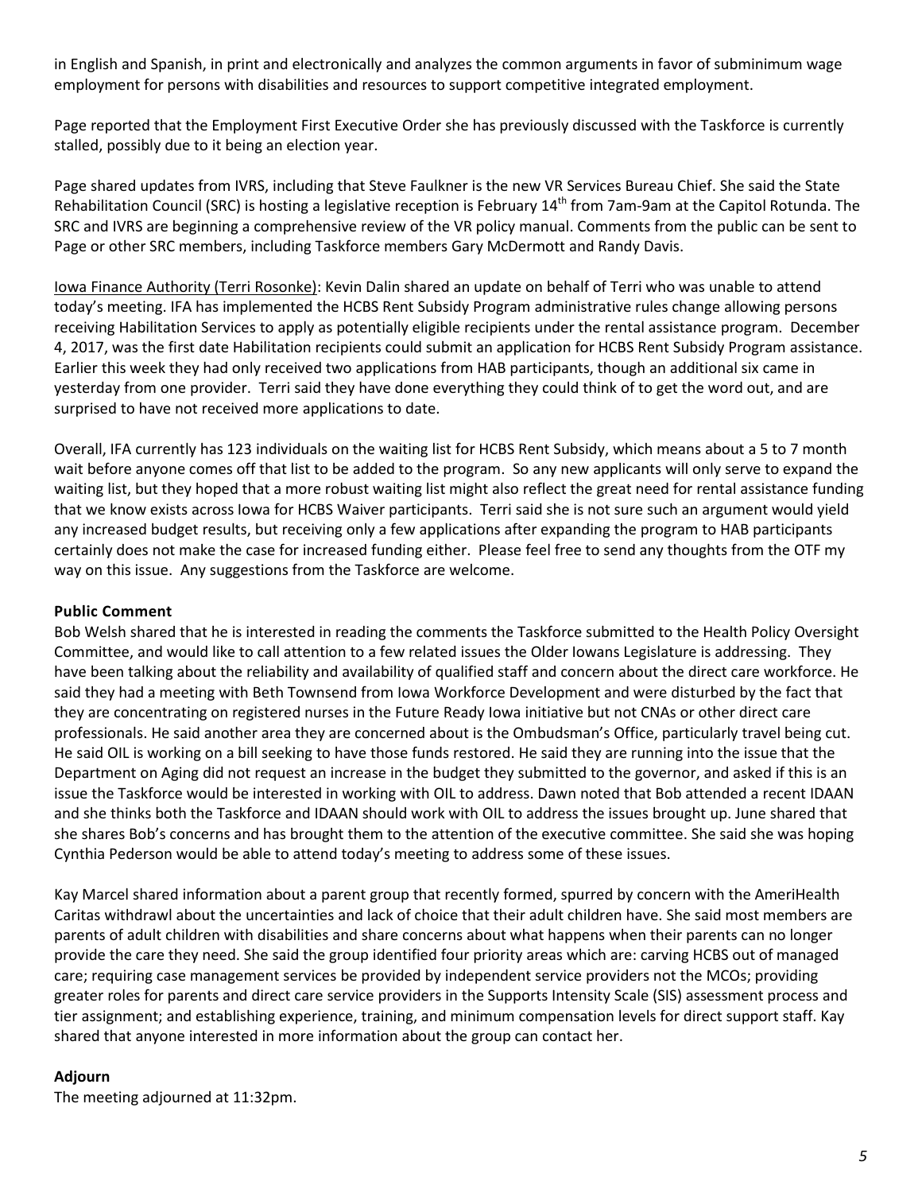in English and Spanish, in print and electronically and analyzes the common arguments in favor of subminimum wage employment for persons with disabilities and resources to support competitive integrated employment.

Page reported that the Employment First Executive Order she has previously discussed with the Taskforce is currently stalled, possibly due to it being an election year.

Page shared updates from IVRS, including that Steve Faulkner is the new VR Services Bureau Chief. She said the State Rehabilitation Council (SRC) is hosting a legislative reception is February 14th from 7am-9am at the Capitol Rotunda. The SRC and IVRS are beginning a comprehensive review of the VR policy manual. Comments from the public can be sent to Page or other SRC members, including Taskforce members Gary McDermott and Randy Davis.

Iowa Finance Authority (Terri Rosonke): Kevin Dalin shared an update on behalf of Terri who was unable to attend today's meeting. IFA has implemented the HCBS Rent Subsidy Program administrative rules change allowing persons receiving Habilitation Services to apply as potentially eligible recipients under the rental assistance program. December 4, 2017, was the first date Habilitation recipients could submit an application for HCBS Rent Subsidy Program assistance. Earlier this week they had only received two applications from HAB participants, though an additional six came in yesterday from one provider. Terri said they have done everything they could think of to get the word out, and are surprised to have not received more applications to date.

Overall, IFA currently has 123 individuals on the waiting list for HCBS Rent Subsidy, which means about a 5 to 7 month wait before anyone comes off that list to be added to the program. So any new applicants will only serve to expand the waiting list, but they hoped that a more robust waiting list might also reflect the great need for rental assistance funding that we know exists across Iowa for HCBS Waiver participants. Terri said she is not sure such an argument would yield any increased budget results, but receiving only a few applications after expanding the program to HAB participants certainly does not make the case for increased funding either. Please feel free to send any thoughts from the OTF my way on this issue. Any suggestions from the Taskforce are welcome.

**Public Comment**

Bob Welsh shared that he is interested in reading the comments the Taskforce submitted to the Health Policy Oversight Committee, and would like to call attention to a few related issues the Older Iowans Legislature is addressing. They have been talking about the reliability and availability of qualified staff and concern about the direct care workforce. He said they had a meeting with Beth Townsend from Iowa Workforce Development and were disturbed by the fact that they are concentrating on registered nurses in the Future Ready Iowa initiative but not CNAs or other direct care professionals. He said another area they are concerned about is the Ombudsman's Office, particularly travel being cut. He said OIL is working on a bill seeking to have those funds restored. He said they are running into the issue that the Department on Aging did not request an increase in the budget they submitted to the governor, and asked if this is an issue the Taskforce would be interested in working with OIL to address. Dawn noted that Bob attended a recent IDAAN and she thinks both the Taskforce and IDAAN should work with OIL to address the issues brought up. June shared that she shares Bob's concerns and has brought them to the attention of the executive committee. She said she was hoping Cynthia Pederson would be able to attend today's meeting to address some of these issues.

Kay Marcel shared information about a parent group that recently formed, spurred by concern with the AmeriHealth Caritas withdrawl about the uncertainties and lack of choice that their adult children have. She said most members are parents of adult children with disabilities and share concerns about what happens when their parents can no longer provide the care they need. She said the group identified four priority areas which are: carving HCBS out of managed care; requiring case management services be provided by independent service providers not the MCOs; providing greater roles for parents and direct care service providers in the Supports Intensity Scale (SIS) assessment process and tier assignment; and establishing experience, training, and minimum compensation levels for direct support staff. Kay shared that anyone interested in more information about the group can contact her.

**Adjourn**

The meeting adjourned at 11:32pm.